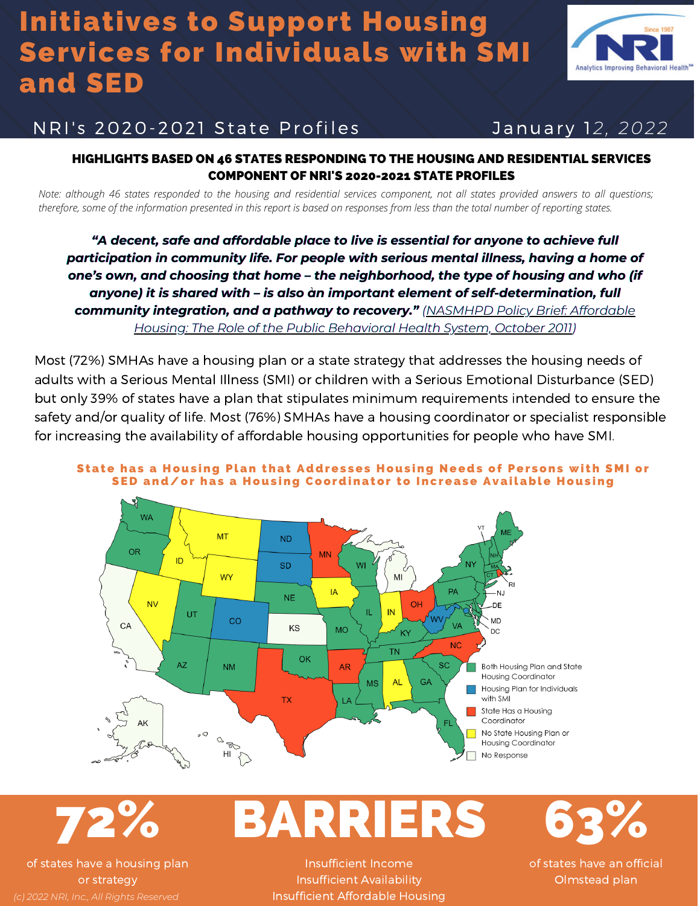# Initiatives to Support Housing Services for Individuals with SMI and SED

NRI's 2020-2021 State Profiles

January 12, 2022

**HIGHLIGHTS BASED ON 46 STATES RESPONDING TO THE HOUSING AND RESIDENTIAL SERVICES COMPONENT OF NRI'S 2020-2021 STATE PROFILES**

*Note: although 46 states responded to the housing and residential services component, not all states provided answers to all questions; therefore, some of the information presented in this report is based on responses from less than the total number of reporting states.*

***"A decent, safe and affordable place to live is essential for anyone to achieve full participation in community life. For people with serious mental illness, having a home of one's own, and choosing that home – the neighborhood, the type of housing and who (if anyone) it is shared with – is also an important element of self-determination, full community integration, and a pathway to recovery."*** *(NASMHPD Policy Brief: Affordable Housing: The Role of the Public Behavioral Health System, October 2011)*

Most (72%) SMHAs have a housing plan or a state strategy that addresses the housing needs of adults with a Serious Mental Illness (SMI) or children with a Serious Emotional Disturbance (SED) but only 39% of states have a plan that stipulates minimum requirements intended to ensure the safety and/or quality of life. Most (76%) SMHAs have a housing coordinator or specialist responsible for increasing the availability of affordable housing opportunities for people who have SMI.

**State has a Housing Plan that Addresses Housing Needs of Persons with SMI or SED and/or has a Housing Coordinator to Increase Available Housing**

| Category | States |
| --- | --- |
| Both Housing Plan and State Housing Coordinator | WA, OR, UT, AZ, NM, NE, OK, MO, IL, WI, KY, TN, MS, LA, GA, SC, FL, VA, PA, NY, VT, NH, ME, MA, CT, NJ, DE, MD, DC |
| Housing Plan for Individuals with SMI | ND, SD, CO, WV |
| State Has a Housing Coordinator | MN, TX, AR, OH, NC, RI |
| No State Housing Plan or Housing Coordinator | MT, ID, WY, NV, IA, IN, AL |
| No Response | CA, KS, MI, AK, HI |

**72%** of states have a housing plan or strategy

**BARRIERS**
- Insufficient Income
- Insufficient Availability
- Insufficient Affordable Housing

**63%** of states have an official Olmstead plan

(c) 2022 NRI, Inc., All Rights Reserved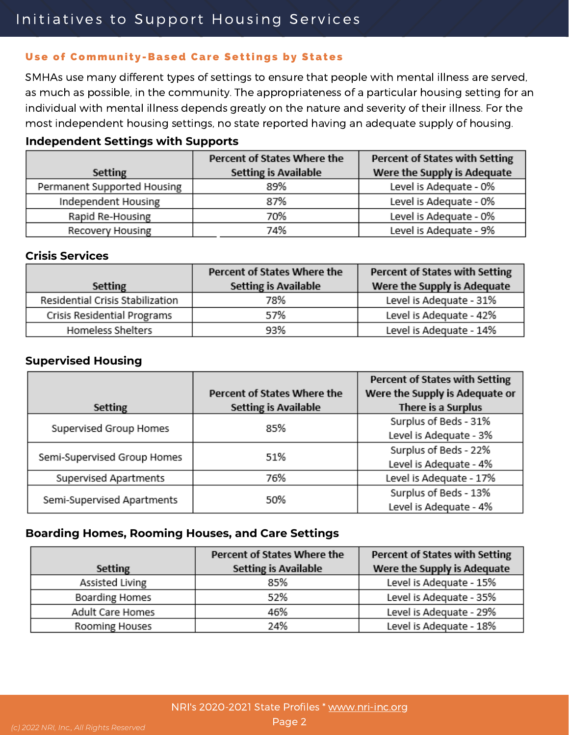## Use of Community-Based Care Settings by States

SMHAs use many different types of settings to ensure that people with mental illness are served, as much as possible, in the community. The appropriateness of a particular housing setting for an individual with mental illness depends greatly on the nature and severity of their illness. For the most independent housing settings, no state reported having an adequate supply of housing.

### Independent Settings with Supports

| Setting | Percent of States Where the Setting is Available | Percent of States with Setting Were the Supply is Adequate |
|---|---|---|
| Permanent Supported Housing | 89% | Level is Adequate - 0% |
| Independent Housing | 87% | Level is Adequate - 0% |
| Rapid Re-Housing | 70% | Level is Adequate - 0% |
| Recovery Housing | 74% | Level is Adequate - 9% |

### Crisis Services

| Setting | Percent of States Where the Setting is Available | Percent of States with Setting Were the Supply is Adequate |
|---|---|---|
| Residential Crisis Stabilization | 78% | Level is Adequate - 31% |
| Crisis Residential Programs | 57% | Level is Adequate - 42% |
| Homeless Shelters | 93% | Level is Adequate - 14% |

### Supervised Housing

| Setting | Percent of States Where the Setting is Available | Percent of States with Setting Were the Supply is Adequate or There is a Surplus |
|---|---|---|
| Supervised Group Homes | 85% | Surplus of Beds - 31%<br>Level is Adequate - 3% |
| Semi-Supervised Group Homes | 51% | Surplus of Beds - 22%<br>Level is Adequate - 4% |
| Supervised Apartments | 76% | Level is Adequate - 17% |
| Semi-Supervised Apartments | 50% | Surplus of Beds - 13%<br>Level is Adequate - 4% |

### Boarding Homes, Rooming Houses, and Care Settings

| Setting | Percent of States Where the Setting is Available | Percent of States with Setting Were the Supply is Adequate |
|---|---|---|
| Assisted Living | 85% | Level is Adequate - 15% |
| Boarding Homes | 52% | Level is Adequate - 35% |
| Adult Care Homes | 46% | Level is Adequate - 29% |
| Rooming Houses | 24% | Level is Adequate - 18% |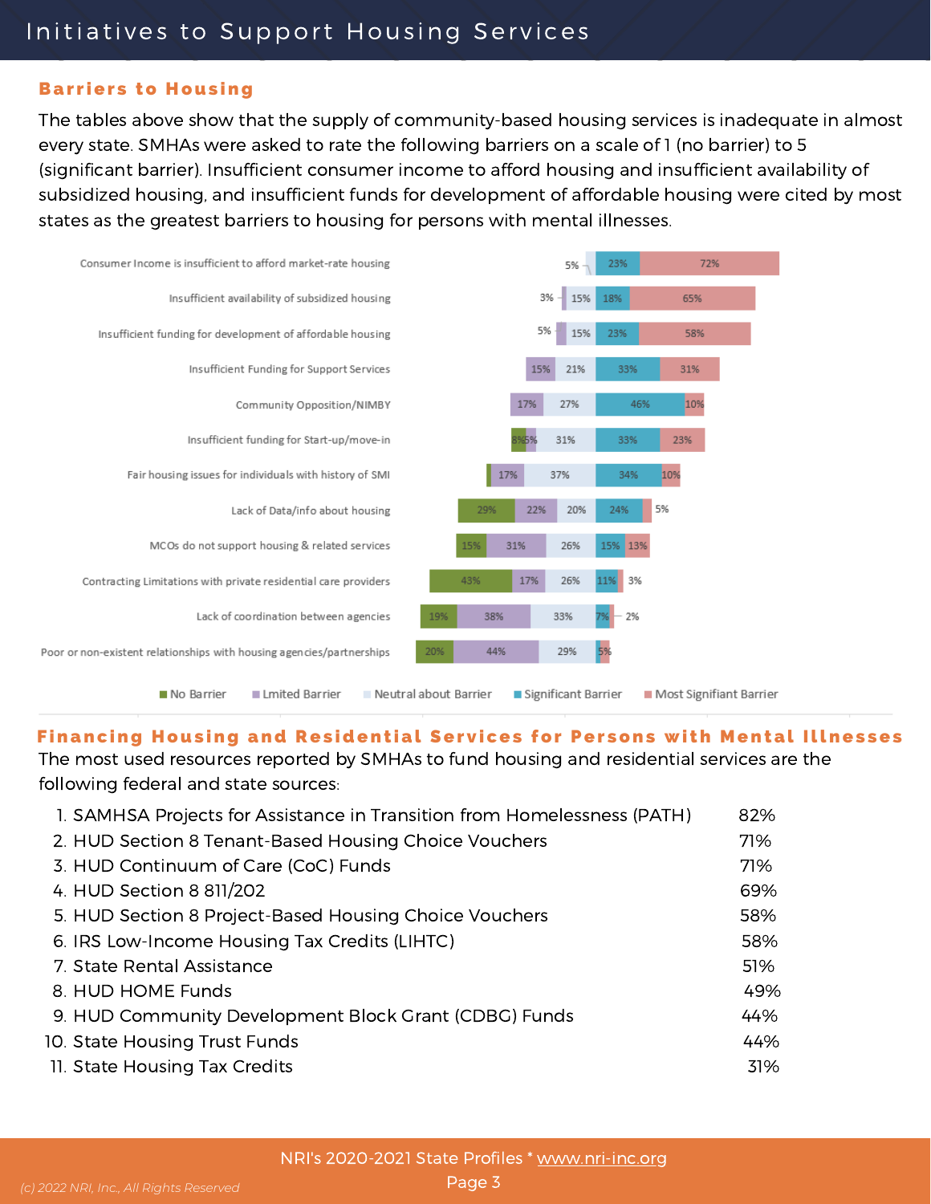# Initiatives to Support Housing Services

## Barriers to Housing

The tables above show that the supply of community-based housing services is inadequate in almost every state. SMHAs were asked to rate the following barriers on a scale of 1 (no barrier) to 5 (significant barrier). Insufficient consumer income to afford housing and insufficient availability of subsidized housing, and insufficient funds for development of affordable housing were cited by most states as the greatest barriers to housing for persons with mental illnesses.

| Barrier | No Barrier | Lmited Barrier | Neutral about Barrier | Significant Barrier | Most Signifiant Barrier |
|---|---|---|---|---|---|
| Consumer Income is insufficient to afford market-rate housing | | | 5% | 23% | 72% |
| Insufficient availability of subsidized housing | | 3% | 15% | 18% | 65% |
| Insufficient funding for development of affordable housing | | 5% | 15% | 23% | 58% |
| Insufficient Funding for Support Services | | 15% | 21% | 33% | 31% |
| Community Opposition/NIMBY | | 17% | 27% | 46% | 10% |
| Insufficient funding for Start-up/move-in | 8% | 5% | 31% | 33% | 23% |
| Fair housing issues for individuals with history of SMI | | 17% | 37% | 34% | 10% |
| Lack of Data/info about housing | 29% | 22% | 20% | 24% | 5% |
| MCOs do not support housing & related services | 15% | 31% | 26% | 15% | 13% |
| Contracting Limitations with private residential care providers | 43% | 17% | 26% | 11% | 3% |
| Lack of coordination between agencies | 19% | 38% | 33% | 7% | 2% |
| Poor or non-existent relationships with housing agencies/partnerships | 20% | 44% | 29% | | 5% |

## Financing Housing and Residential Services for Persons with Mental Illnesses

The most used resources reported by SMHAs to fund housing and residential services are the following federal and state sources:

| | Source | % |
|---|---|---|
| 1. | SAMHSA Projects for Assistance in Transition from Homelessness (PATH) | 82% |
| 2. | HUD Section 8 Tenant-Based Housing Choice Vouchers | 71% |
| 3. | HUD Continuum of Care (CoC) Funds | 71% |
| 4. | HUD Section 8 811/202 | 69% |
| 5. | HUD Section 8 Project-Based Housing Choice Vouchers | 58% |
| 6. | IRS Low-Income Housing Tax Credits (LIHTC) | 58% |
| 7. | State Rental Assistance | 51% |
| 8. | HUD HOME Funds | 49% |
| 9. | HUD Community Development Block Grant (CDBG) Funds | 44% |
| 10. | State Housing Trust Funds | 44% |
| 11. | State Housing Tax Credits | 31% |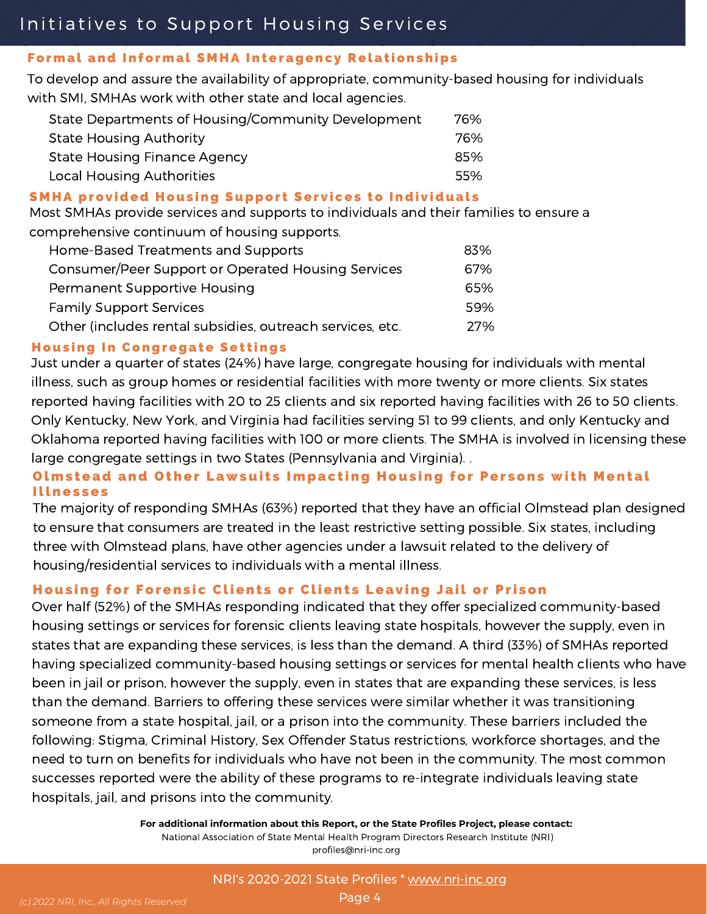# Initiatives to Support Housing Services

## Formal and Informal SMHA Interagency Relationships

To develop and assure the availability of appropriate, community-based housing for individuals with SMI, SMHAs work with other state and local agencies.

| | |
|---|---|
| State Departments of Housing/Community Development | 76% |
| State Housing Authority | 76% |
| State Housing Finance Agency | 85% |
| Local Housing Authorities | 55% |

## SMHA provided Housing Support Services to Individuals

Most SMHAs provide services and supports to individuals and their families to ensure a comprehensive continuum of housing supports.

| | |
|---|---|
| Home-Based Treatments and Supports | 83% |
| Consumer/Peer Support or Operated Housing Services | 67% |
| Permanent Supportive Housing | 65% |
| Family Support Services | 59% |
| Other (includes rental subsidies, outreach services, etc. | 27% |

## Housing In Congregate Settings

Just under a quarter of states (24%) have large, congregate housing for individuals with mental illness, such as group homes or residential facilities with more twenty or more clients. Six states reported having facilities with 20 to 25 clients and six reported having facilities with 26 to 50 clients. Only Kentucky, New York, and Virginia had facilities serving 51 to 99 clients, and only Kentucky and Oklahoma reported having facilities with 100 or more clients. The SMHA is involved in licensing these large congregate settings in two States (Pennsylvania and Virginia). .

## Olmstead and Other Lawsuits Impacting Housing for Persons with Mental Illnesses

The majority of responding SMHAs (63%) reported that they have an official Olmstead plan designed to ensure that consumers are treated in the least restrictive setting possible. Six states, including three with Olmstead plans, have other agencies under a lawsuit related to the delivery of housing/residential services to individuals with a mental illness.

## Housing for Forensic Clients or Clients Leaving Jail or Prison

Over half (52%) of the SMHAs responding indicated that they offer specialized community-based housing settings or services for forensic clients leaving state hospitals, however the supply, even in states that are expanding these services, is less than the demand. A third (33%) of SMHAs reported having specialized community-based housing settings or services for mental health clients who have been in jail or prison, however the supply, even in states that are expanding these services, is less than the demand. Barriers to offering these services were similar whether it was transitioning someone from a state hospital, jail, or a prison into the community. These barriers included the following: Stigma, Criminal History, Sex Offender Status restrictions, workforce shortages, and the need to turn on benefits for individuals who have not been in the community. The most common successes reported were the ability of these programs to re-integrate individuals leaving state hospitals, jail, and prisons into the community.

**For additional information about this Report, or the State Profiles Project, please contact:**
National Association of State Mental Health Program Directors Research Institute (NRI)
profiles@nri-inc.org

NRI's 2020-2021 State Profiles * www.nri-inc.org

(c) 2022 NRI, Inc., All Rights Reserved